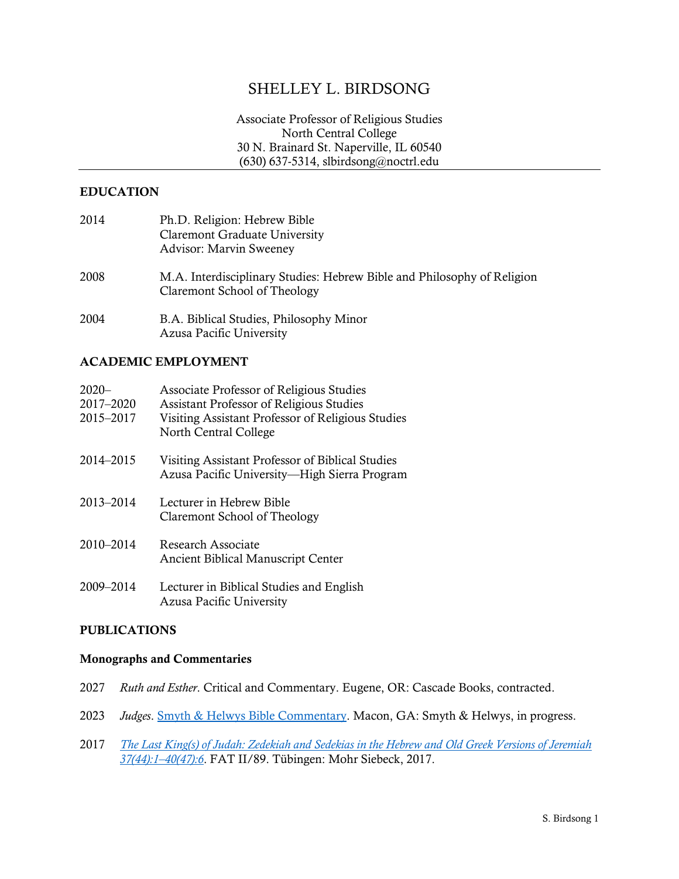# SHELLEY L. BIRDSONG

Associate Professor of Religious Studies
North Central College
30 N. Brainard St. Naperville, IL 60540
(630) 637-5314, slbirdsong@noctrl.edu

## EDUCATION

2014 Ph.D. Religion: Hebrew Bible
Claremont Graduate University
Advisor: Marvin Sweeney

2008 M.A. Interdisciplinary Studies: Hebrew Bible and Philosophy of Religion
Claremont School of Theology

2004 B.A. Biblical Studies, Philosophy Minor
Azusa Pacific University

## ACADEMIC EMPLOYMENT

2020– Associate Professor of Religious Studies
2017–2020 Assistant Professor of Religious Studies
2015–2017 Visiting Assistant Professor of Religious Studies
North Central College

2014–2015 Visiting Assistant Professor of Biblical Studies
Azusa Pacific University—High Sierra Program

2013–2014 Lecturer in Hebrew Bible
Claremont School of Theology

2010–2014 Research Associate
Ancient Biblical Manuscript Center

2009–2014 Lecturer in Biblical Studies and English
Azusa Pacific University

## PUBLICATIONS

### Monographs and Commentaries

2027 *Ruth and Esther*. Critical and Commentary. Eugene, OR: Cascade Books, contracted.

2023 *Judges*. Smyth & Helwys Bible Commentary. Macon, GA: Smyth & Helwys, in progress.

2017 *The Last King(s) of Judah: Zedekiah and Sedekias in the Hebrew and Old Greek Versions of Jeremiah 37(44):1–40(47):6*. FAT II/89. Tübingen: Mohr Siebeck, 2017.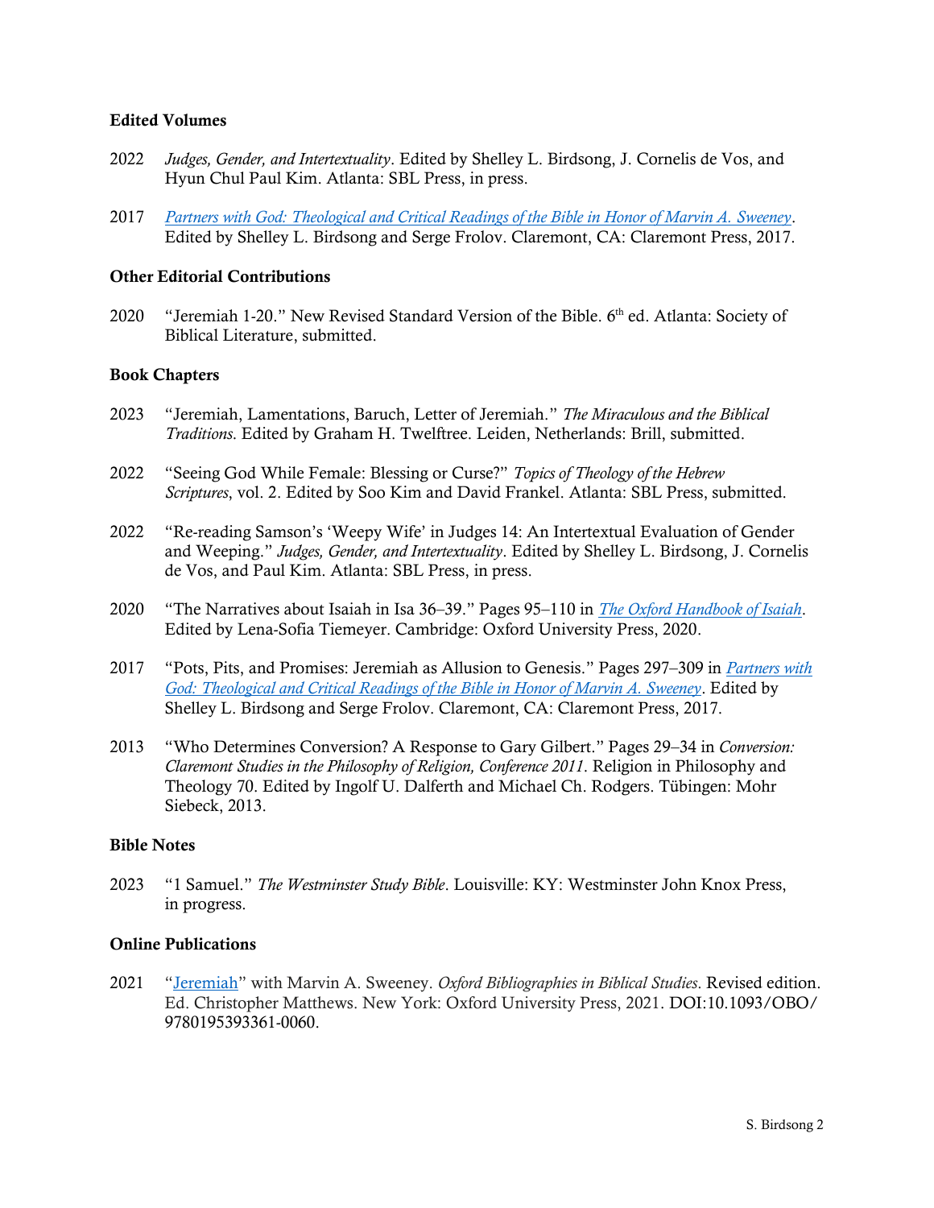### Edited Volumes

2022 *Judges, Gender, and Intertextuality*. Edited by Shelley L. Birdsong, J. Cornelis de Vos, and Hyun Chul Paul Kim. Atlanta: SBL Press, in press.

2017 *Partners with God: Theological and Critical Readings of the Bible in Honor of Marvin A. Sweeney*. Edited by Shelley L. Birdsong and Serge Frolov. Claremont, CA: Claremont Press, 2017.

### Other Editorial Contributions

2020 "Jeremiah 1-20." New Revised Standard Version of the Bible. 6th ed. Atlanta: Society of Biblical Literature, submitted.

### Book Chapters

2023 "Jeremiah, Lamentations, Baruch, Letter of Jeremiah." *The Miraculous and the Biblical Traditions*. Edited by Graham H. Twelftree. Leiden, Netherlands: Brill, submitted.

2022 "Seeing God While Female: Blessing or Curse?" *Topics of Theology of the Hebrew Scriptures*, vol. 2. Edited by Soo Kim and David Frankel. Atlanta: SBL Press, submitted.

2022 "Re-reading Samson's 'Weepy Wife' in Judges 14: An Intertextual Evaluation of Gender and Weeping." *Judges, Gender, and Intertextuality*. Edited by Shelley L. Birdsong, J. Cornelis de Vos, and Paul Kim. Atlanta: SBL Press, in press.

2020 "The Narratives about Isaiah in Isa 36–39." Pages 95–110 in *The Oxford Handbook of Isaiah*. Edited by Lena-Sofia Tiemeyer. Cambridge: Oxford University Press, 2020.

2017 "Pots, Pits, and Promises: Jeremiah as Allusion to Genesis." Pages 297–309 in *Partners with God: Theological and Critical Readings of the Bible in Honor of Marvin A. Sweeney*. Edited by Shelley L. Birdsong and Serge Frolov. Claremont, CA: Claremont Press, 2017.

2013 "Who Determines Conversion? A Response to Gary Gilbert." Pages 29–34 in *Conversion: Claremont Studies in the Philosophy of Religion, Conference 2011*. Religion in Philosophy and Theology 70. Edited by Ingolf U. Dalferth and Michael Ch. Rodgers. Tübingen: Mohr Siebeck, 2013.

### Bible Notes

2023 "1 Samuel." *The Westminster Study Bible*. Louisville: KY: Westminster John Knox Press, in progress.

### Online Publications

2021 "Jeremiah" with Marvin A. Sweeney. *Oxford Bibliographies in Biblical Studies*. Revised edition. Ed. Christopher Matthews. New York: Oxford University Press, 2021. DOI:10.1093/OBO/9780195393361-0060.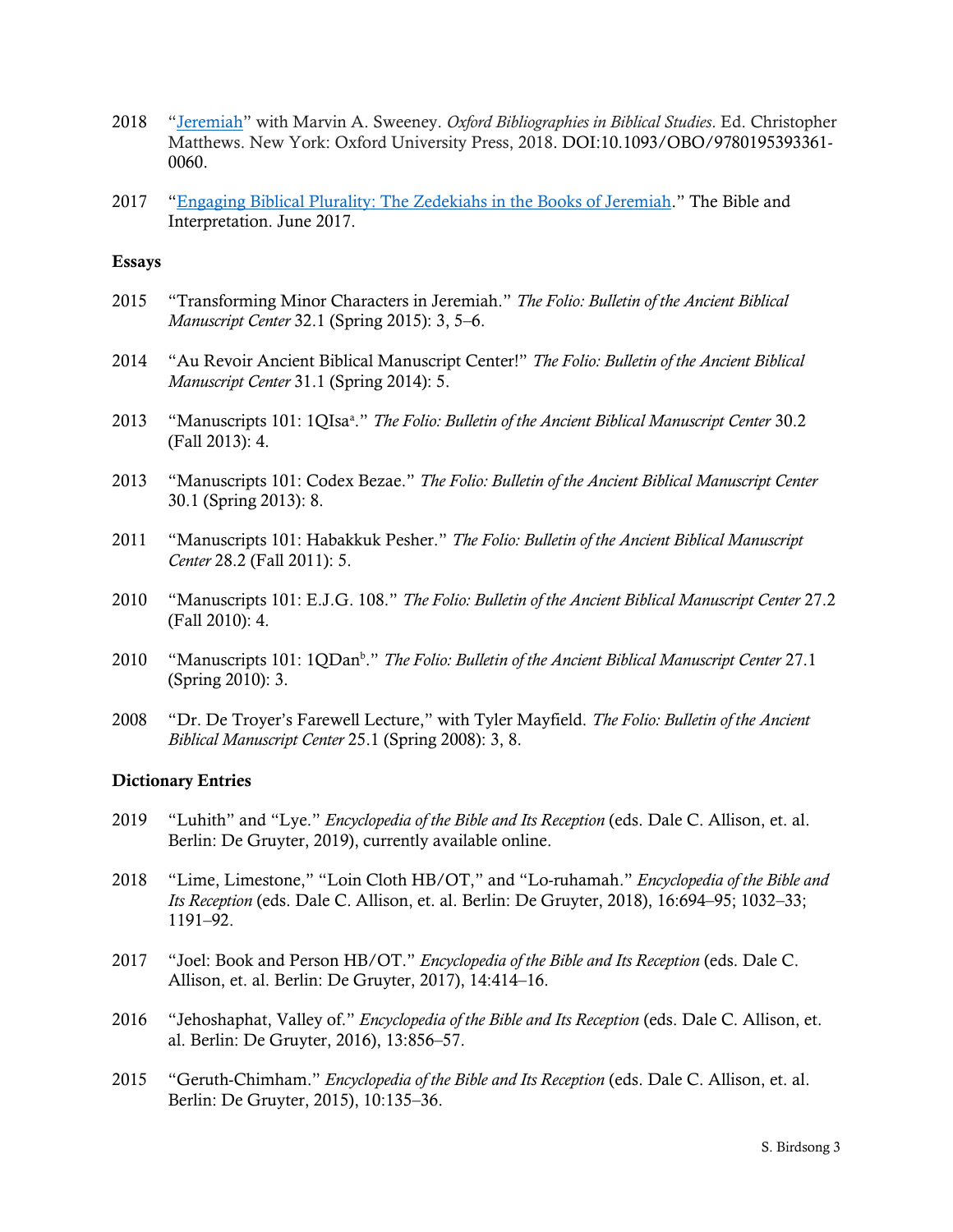2018 "[Jeremiah]" with Marvin A. Sweeney. *Oxford Bibliographies in Biblical Studies*. Ed. Christopher Matthews. New York: Oxford University Press, 2018. DOI:10.1093/OBO/9780195393361-0060.

2017 "[Engaging Biblical Plurality: The Zedekiahs in the Books of Jeremiah]." The Bible and Interpretation. June 2017.

**Essays**

2015 "Transforming Minor Characters in Jeremiah." *The Folio: Bulletin of the Ancient Biblical Manuscript Center* 32.1 (Spring 2015): 3, 5–6.

2014 "Au Revoir Ancient Biblical Manuscript Center!" *The Folio: Bulletin of the Ancient Biblical Manuscript Center* 31.1 (Spring 2014): 5.

2013 "Manuscripts 101: 1QIsa[a]." *The Folio: Bulletin of the Ancient Biblical Manuscript Center* 30.2 (Fall 2013): 4.

2013 "Manuscripts 101: Codex Bezae." *The Folio: Bulletin of the Ancient Biblical Manuscript Center* 30.1 (Spring 2013): 8.

2011 "Manuscripts 101: Habakkuk Pesher." *The Folio: Bulletin of the Ancient Biblical Manuscript Center* 28.2 (Fall 2011): 5.

2010 "Manuscripts 101: E.J.G. 108." *The Folio: Bulletin of the Ancient Biblical Manuscript Center* 27.2 (Fall 2010): 4.

2010 "Manuscripts 101: 1QDan[b]." *The Folio: Bulletin of the Ancient Biblical Manuscript Center* 27.1 (Spring 2010): 3.

2008 "Dr. De Troyer's Farewell Lecture," with Tyler Mayfield. *The Folio: Bulletin of the Ancient Biblical Manuscript Center* 25.1 (Spring 2008): 3, 8.

**Dictionary Entries**

2019 "Luhith" and "Lye." *Encyclopedia of the Bible and Its Reception* (eds. Dale C. Allison, et. al. Berlin: De Gruyter, 2019), currently available online.

2018 "Lime, Limestone," "Loin Cloth HB/OT," and "Lo-ruhamah." *Encyclopedia of the Bible and Its Reception* (eds. Dale C. Allison, et. al. Berlin: De Gruyter, 2018), 16:694–95; 1032–33; 1191–92.

2017 "Joel: Book and Person HB/OT." *Encyclopedia of the Bible and Its Reception* (eds. Dale C. Allison, et. al. Berlin: De Gruyter, 2017), 14:414–16.

2016 "Jehoshaphat, Valley of." *Encyclopedia of the Bible and Its Reception* (eds. Dale C. Allison, et. al. Berlin: De Gruyter, 2016), 13:856–57.

2015 "Geruth-Chimham." *Encyclopedia of the Bible and Its Reception* (eds. Dale C. Allison, et. al. Berlin: De Gruyter, 2015), 10:135–36.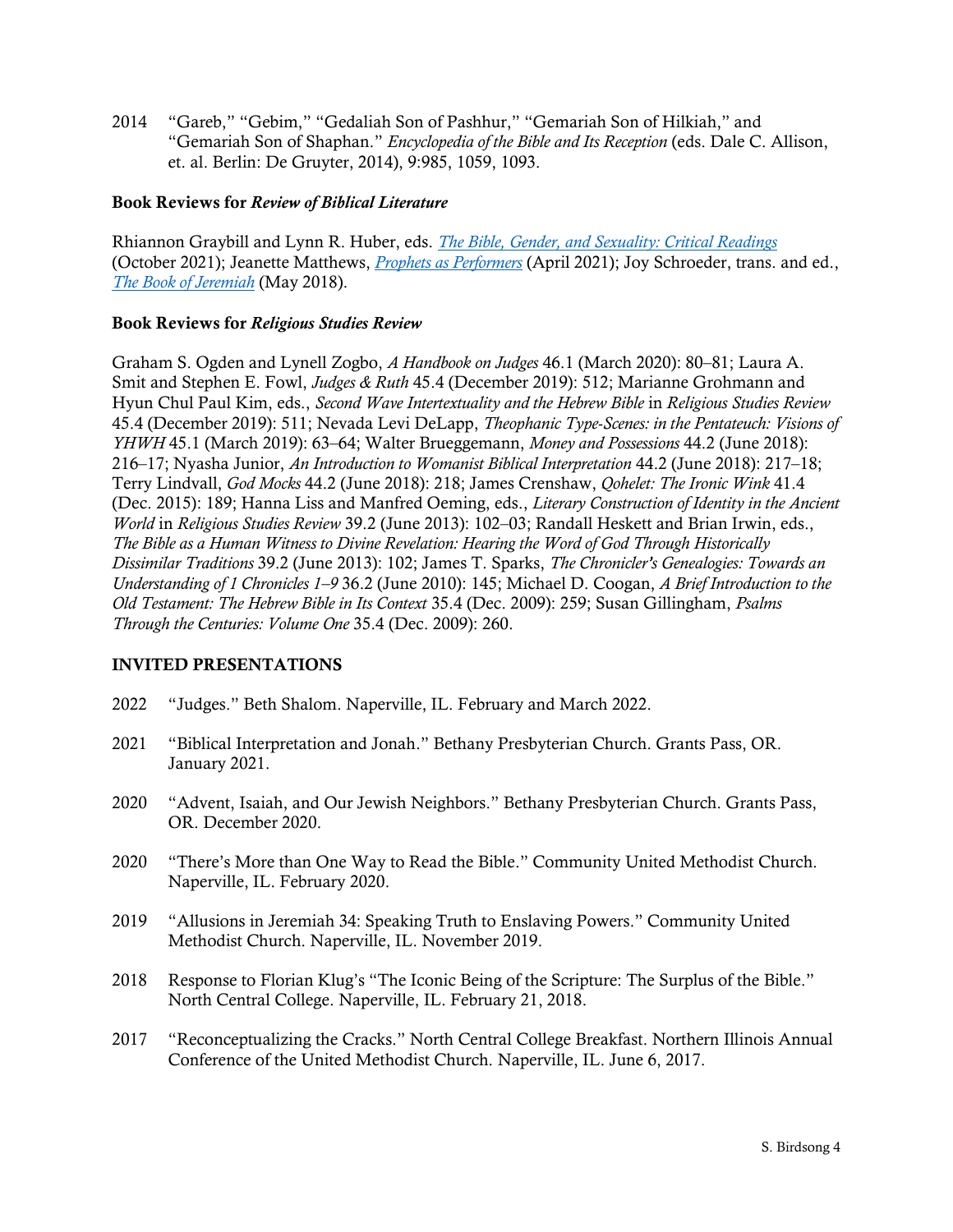2014 "Gareb," "Gebim," "Gedaliah Son of Pashhur," "Gemariah Son of Hilkiah," and "Gemariah Son of Shaphan." *Encyclopedia of the Bible and Its Reception* (eds. Dale C. Allison, et. al. Berlin: De Gruyter, 2014), 9:985, 1059, 1093.

**Book Reviews for *Review of Biblical Literature***

Rhiannon Graybill and Lynn R. Huber, eds. *The Bible, Gender, and Sexuality: Critical Readings* (October 2021); Jeanette Matthews, *Prophets as Performers* (April 2021); Joy Schroeder, trans. and ed., *The Book of Jeremiah* (May 2018).

**Book Reviews for *Religious Studies Review***

Graham S. Ogden and Lynell Zogbo, *A Handbook on Judges* 46.1 (March 2020): 80–81; Laura A. Smit and Stephen E. Fowl, *Judges & Ruth* 45.4 (December 2019): 512; Marianne Grohmann and Hyun Chul Paul Kim, eds., *Second Wave Intertextuality and the Hebrew Bible* in *Religious Studies Review* 45.4 (December 2019): 511; Nevada Levi DeLapp, *Theophanic Type-Scenes: in the Pentateuch: Visions of YHWH* 45.1 (March 2019): 63–64; Walter Brueggemann, *Money and Possessions* 44.2 (June 2018): 216–17; Nyasha Junior, *An Introduction to Womanist Biblical Interpretation* 44.2 (June 2018): 217–18; Terry Lindvall, *God Mocks* 44.2 (June 2018): 218; James Crenshaw, *Qohelet: The Ironic Wink* 41.4 (Dec. 2015): 189; Hanna Liss and Manfred Oeming, eds., *Literary Construction of Identity in the Ancient World* in *Religious Studies Review* 39.2 (June 2013): 102–03; Randall Heskett and Brian Irwin, eds., *The Bible as a Human Witness to Divine Revelation: Hearing the Word of God Through Historically Dissimilar Traditions* 39.2 (June 2013): 102; James T. Sparks, *The Chronicler's Genealogies: Towards an Understanding of 1 Chronicles 1–9* 36.2 (June 2010): 145; Michael D. Coogan, *A Brief Introduction to the Old Testament: The Hebrew Bible in Its Context* 35.4 (Dec. 2009): 259; Susan Gillingham, *Psalms Through the Centuries: Volume One* 35.4 (Dec. 2009): 260.

## INVITED PRESENTATIONS

2022 "Judges." Beth Shalom. Naperville, IL. February and March 2022.

2021 "Biblical Interpretation and Jonah." Bethany Presbyterian Church. Grants Pass, OR. January 2021.

2020 "Advent, Isaiah, and Our Jewish Neighbors." Bethany Presbyterian Church. Grants Pass, OR. December 2020.

2020 "There's More than One Way to Read the Bible." Community United Methodist Church. Naperville, IL. February 2020.

2019 "Allusions in Jeremiah 34: Speaking Truth to Enslaving Powers." Community United Methodist Church. Naperville, IL. November 2019.

2018 Response to Florian Klug's "The Iconic Being of the Scripture: The Surplus of the Bible." North Central College. Naperville, IL. February 21, 2018.

2017 "Reconceptualizing the Cracks." North Central College Breakfast. Northern Illinois Annual Conference of the United Methodist Church. Naperville, IL. June 6, 2017.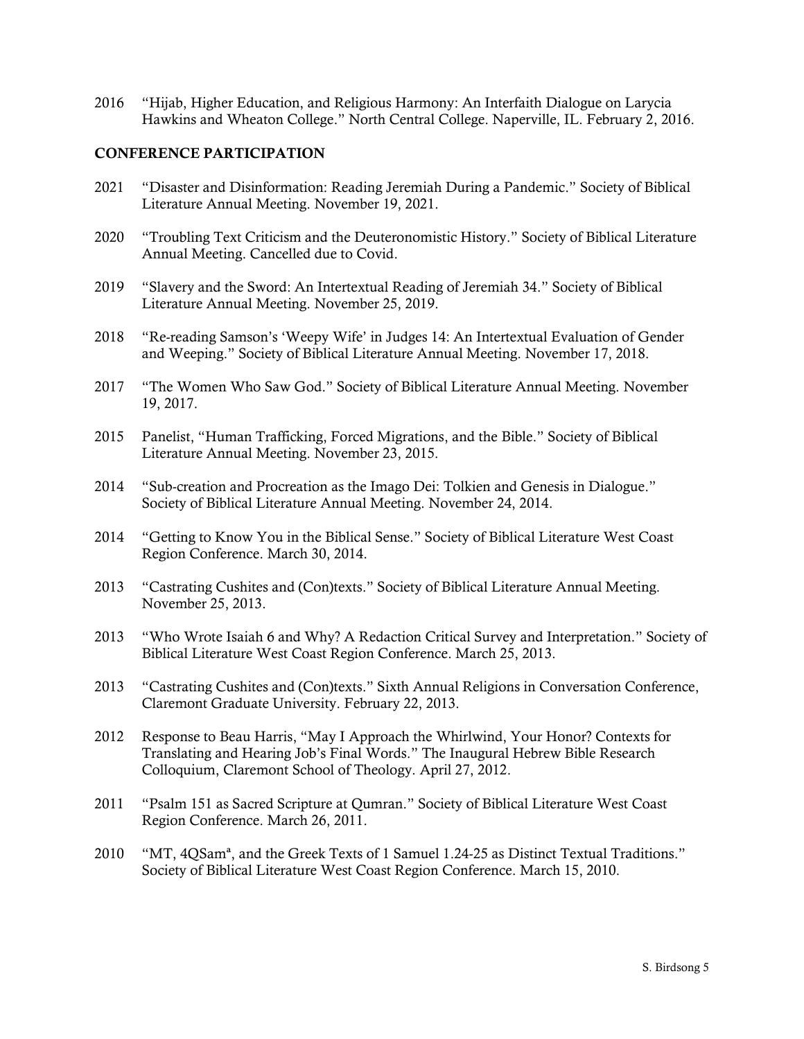2016 "Hijab, Higher Education, and Religious Harmony: An Interfaith Dialogue on Larycia Hawkins and Wheaton College." North Central College. Naperville, IL. February 2, 2016.

**CONFERENCE PARTICIPATION**

2021 "Disaster and Disinformation: Reading Jeremiah During a Pandemic." Society of Biblical Literature Annual Meeting. November 19, 2021.

2020 "Troubling Text Criticism and the Deuteronomistic History." Society of Biblical Literature Annual Meeting. Cancelled due to Covid.

2019 "Slavery and the Sword: An Intertextual Reading of Jeremiah 34." Society of Biblical Literature Annual Meeting. November 25, 2019.

2018 "Re-reading Samson's 'Weepy Wife' in Judges 14: An Intertextual Evaluation of Gender and Weeping." Society of Biblical Literature Annual Meeting. November 17, 2018.

2017 "The Women Who Saw God." Society of Biblical Literature Annual Meeting. November 19, 2017.

2015 Panelist, "Human Trafficking, Forced Migrations, and the Bible." Society of Biblical Literature Annual Meeting. November 23, 2015.

2014 "Sub-creation and Procreation as the Imago Dei: Tolkien and Genesis in Dialogue." Society of Biblical Literature Annual Meeting. November 24, 2014.

2014 "Getting to Know You in the Biblical Sense." Society of Biblical Literature West Coast Region Conference. March 30, 2014.

2013 "Castrating Cushites and (Con)texts." Society of Biblical Literature Annual Meeting. November 25, 2013.

2013 "Who Wrote Isaiah 6 and Why? A Redaction Critical Survey and Interpretation." Society of Biblical Literature West Coast Region Conference. March 25, 2013.

2013 "Castrating Cushites and (Con)texts." Sixth Annual Religions in Conversation Conference, Claremont Graduate University. February 22, 2013.

2012 Response to Beau Harris, "May I Approach the Whirlwind, Your Honor? Contexts for Translating and Hearing Job's Final Words." The Inaugural Hebrew Bible Research Colloquium, Claremont School of Theology. April 27, 2012.

2011 "Psalm 151 as Sacred Scripture at Qumran." Society of Biblical Literature West Coast Region Conference. March 26, 2011.

2010 "MT, 4QSam$^a$, and the Greek Texts of 1 Samuel 1.24-25 as Distinct Textual Traditions." Society of Biblical Literature West Coast Region Conference. March 15, 2010.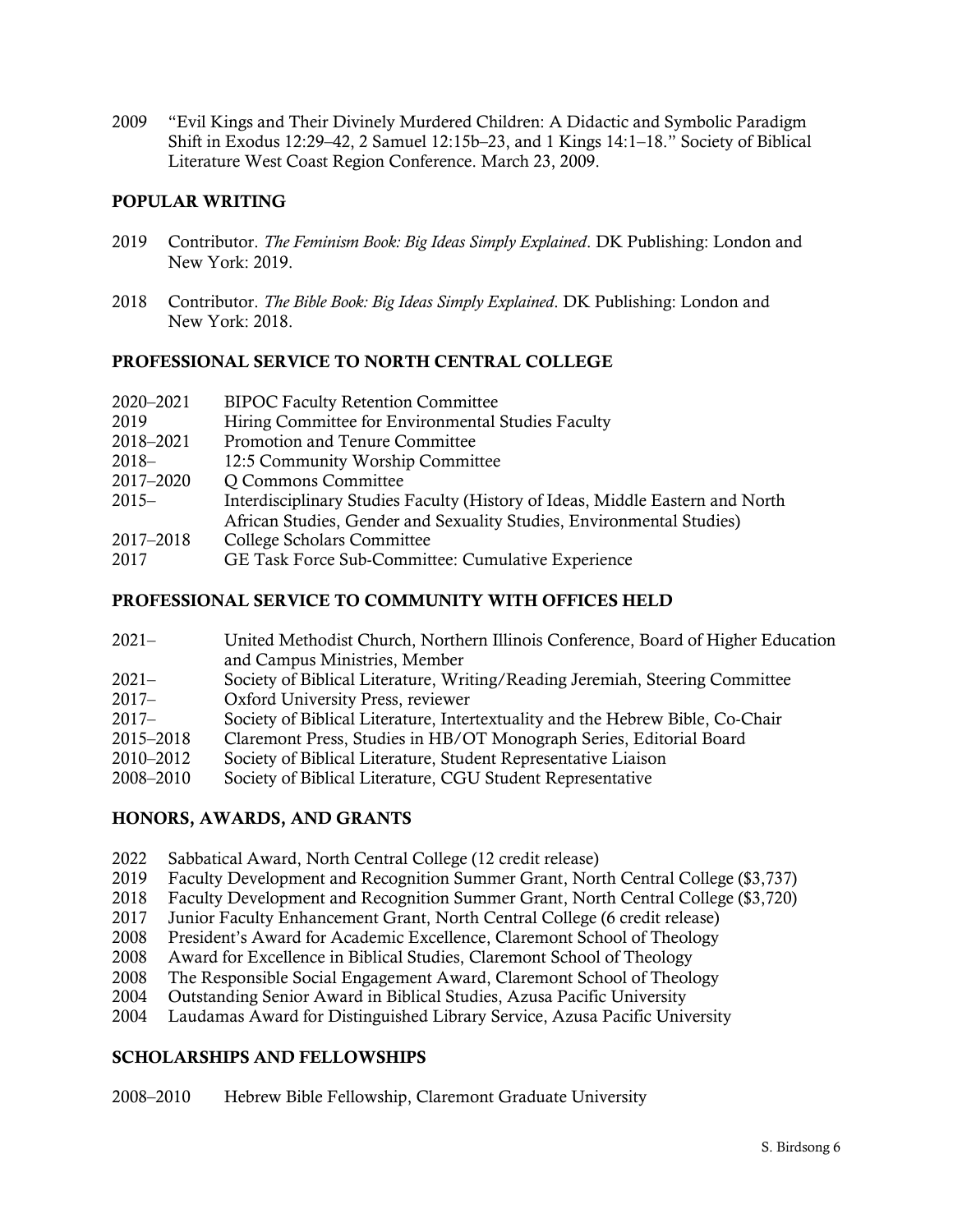2009 "Evil Kings and Their Divinely Murdered Children: A Didactic and Symbolic Paradigm Shift in Exodus 12:29–42, 2 Samuel 12:15b–23, and 1 Kings 14:1–18." Society of Biblical Literature West Coast Region Conference. March 23, 2009.

## POPULAR WRITING

2019 Contributor. *The Feminism Book: Big Ideas Simply Explained*. DK Publishing: London and New York: 2019.

2018 Contributor. *The Bible Book: Big Ideas Simply Explained*. DK Publishing: London and New York: 2018.

## PROFESSIONAL SERVICE TO NORTH CENTRAL COLLEGE

2020–2021 BIPOC Faculty Retention Committee
2019 Hiring Committee for Environmental Studies Faculty
2018–2021 Promotion and Tenure Committee
2018– 12:5 Community Worship Committee
2017–2020 Q Commons Committee
2015– Interdisciplinary Studies Faculty (History of Ideas, Middle Eastern and North African Studies, Gender and Sexuality Studies, Environmental Studies)
2017–2018 College Scholars Committee
2017 GE Task Force Sub-Committee: Cumulative Experience

## PROFESSIONAL SERVICE TO COMMUNITY WITH OFFICES HELD

2021– United Methodist Church, Northern Illinois Conference, Board of Higher Education and Campus Ministries, Member
2021– Society of Biblical Literature, Writing/Reading Jeremiah, Steering Committee
2017– Oxford University Press, reviewer
2017– Society of Biblical Literature, Intertextuality and the Hebrew Bible, Co-Chair
2015–2018 Claremont Press, Studies in HB/OT Monograph Series, Editorial Board
2010–2012 Society of Biblical Literature, Student Representative Liaison
2008–2010 Society of Biblical Literature, CGU Student Representative

## HONORS, AWARDS, AND GRANTS

2022 Sabbatical Award, North Central College (12 credit release)
2019 Faculty Development and Recognition Summer Grant, North Central College ($3,737)
2018 Faculty Development and Recognition Summer Grant, North Central College ($3,720)
2017 Junior Faculty Enhancement Grant, North Central College (6 credit release)
2008 President's Award for Academic Excellence, Claremont School of Theology
2008 Award for Excellence in Biblical Studies, Claremont School of Theology
2008 The Responsible Social Engagement Award, Claremont School of Theology
2004 Outstanding Senior Award in Biblical Studies, Azusa Pacific University
2004 Laudamas Award for Distinguished Library Service, Azusa Pacific University

## SCHOLARSHIPS AND FELLOWSHIPS

2008–2010 Hebrew Bible Fellowship, Claremont Graduate University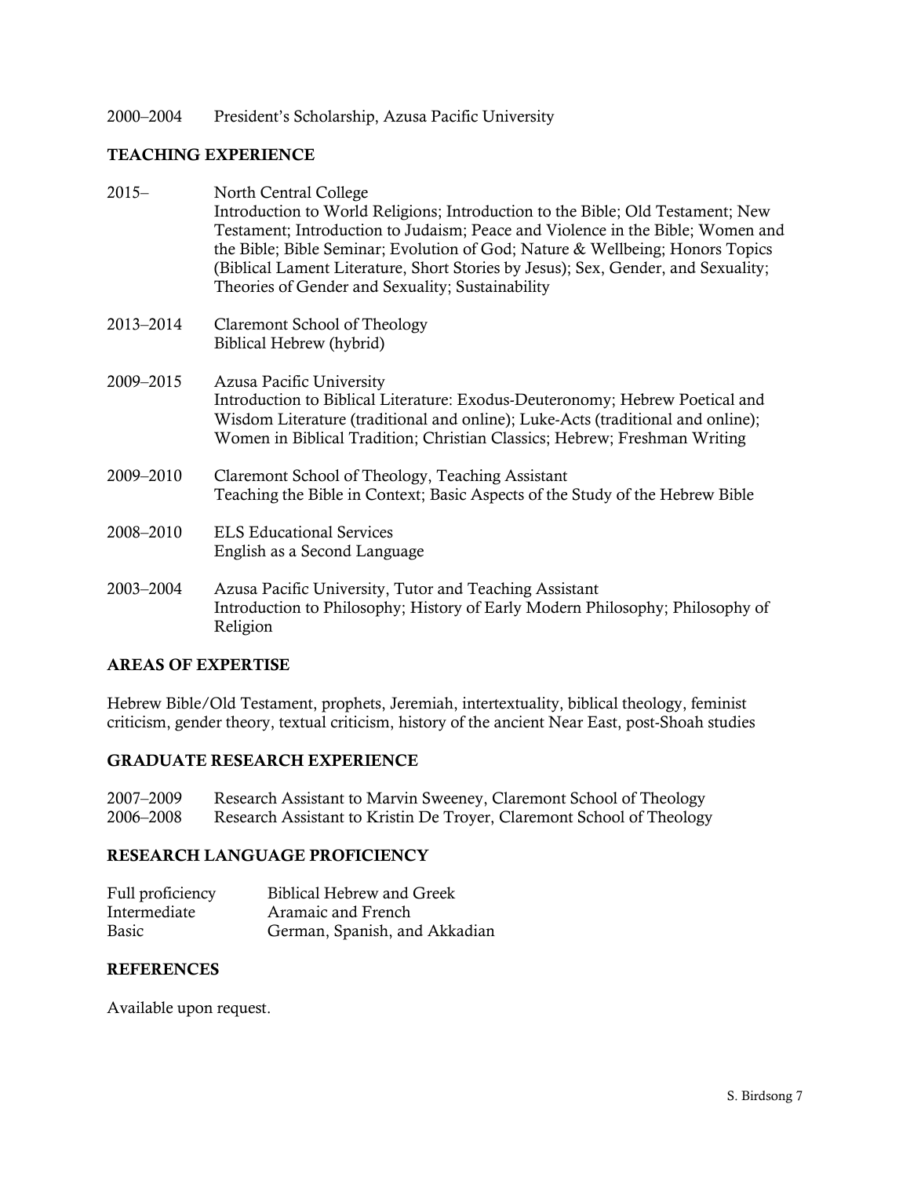2000–2004 President's Scholarship, Azusa Pacific University

## TEACHING EXPERIENCE

2015– North Central College
Introduction to World Religions; Introduction to the Bible; Old Testament; New Testament; Introduction to Judaism; Peace and Violence in the Bible; Women and the Bible; Bible Seminar; Evolution of God; Nature & Wellbeing; Honors Topics (Biblical Lament Literature, Short Stories by Jesus); Sex, Gender, and Sexuality; Theories of Gender and Sexuality; Sustainability

2013–2014 Claremont School of Theology
Biblical Hebrew (hybrid)

2009–2015 Azusa Pacific University
Introduction to Biblical Literature: Exodus-Deuteronomy; Hebrew Poetical and Wisdom Literature (traditional and online); Luke-Acts (traditional and online); Women in Biblical Tradition; Christian Classics; Hebrew; Freshman Writing

2009–2010 Claremont School of Theology, Teaching Assistant
Teaching the Bible in Context; Basic Aspects of the Study of the Hebrew Bible

2008–2010 ELS Educational Services
English as a Second Language

2003–2004 Azusa Pacific University, Tutor and Teaching Assistant
Introduction to Philosophy; History of Early Modern Philosophy; Philosophy of Religion

## AREAS OF EXPERTISE

Hebrew Bible/Old Testament, prophets, Jeremiah, intertextuality, biblical theology, feminist criticism, gender theory, textual criticism, history of the ancient Near East, post-Shoah studies

## GRADUATE RESEARCH EXPERIENCE

2007–2009 Research Assistant to Marvin Sweeney, Claremont School of Theology
2006–2008 Research Assistant to Kristin De Troyer, Claremont School of Theology

## RESEARCH LANGUAGE PROFICIENCY

| | |
|---|---|
| Full proficiency | Biblical Hebrew and Greek |
| Intermediate | Aramaic and French |
| Basic | German, Spanish, and Akkadian |

## REFERENCES

Available upon request.